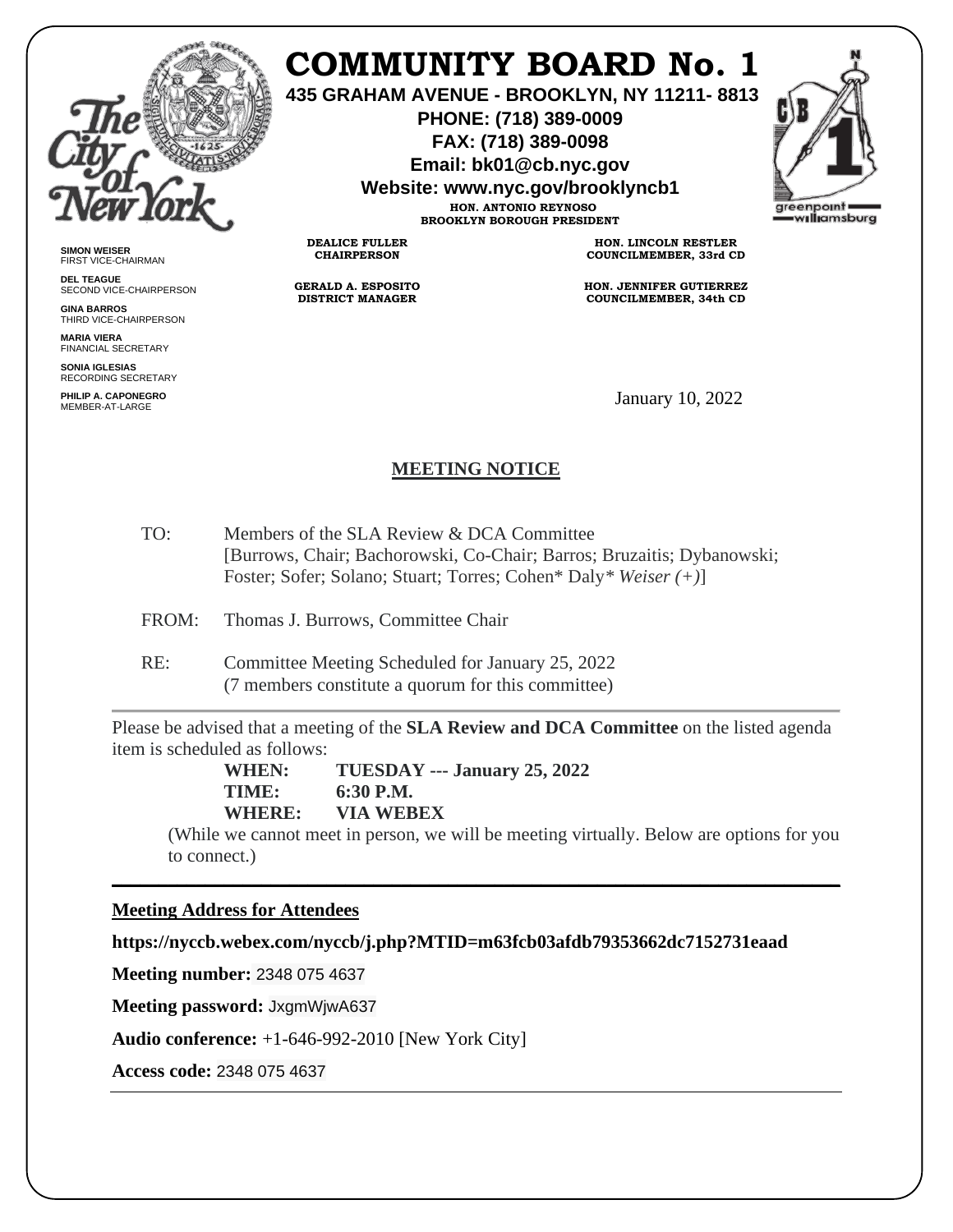# COMMUNITY BOARD No. 1

**435 GRAHAM AVENUE - BROOKLYN, NY 11211- 8813**
**PHONE: (718) 389-0009**
**FAX: (718) 389-0098**
**Email: bk01@cb.nyc.gov**
**Website: www.nyc.gov/brooklyncb1**

**HON. ANTONIO REYNOSO**
**BROOKLYN BOROUGH PRESIDENT**

**DEALICE FULLER**
**CHAIRPERSON**

**GERALD A. ESPOSITO**
**DISTRICT MANAGER**

**HON. LINCOLN RESTLER**
**COUNCILMEMBER, 33rd CD**

**HON. JENNIFER GUTIERREZ**
**COUNCILMEMBER, 34th CD**

**SIMON WEISER**
FIRST VICE-CHAIRMAN

**DEL TEAGUE**
SECOND VICE-CHAIRPERSON

**GINA BARROS**
THIRD VICE-CHAIRPERSON

**MARIA VIERA**
FINANCIAL SECRETARY

**SONIA IGLESIAS**
RECORDING SECRETARY

**PHILIP A. CAPONEGRO**
MEMBER-AT-LARGE

January 10, 2022

## MEETING NOTICE

TO: Members of the SLA Review & DCA Committee
[Burrows, Chair; Bachorowski, Co-Chair; Barros; Bruzaitis; Dybanowski; Foster; Sofer; Solano; Stuart; Torres; Cohen* Daly* *Weiser (+)*]

FROM: Thomas J. Burrows, Committee Chair

RE: Committee Meeting Scheduled for January 25, 2022
(7 members constitute a quorum for this committee)

---

Please be advised that a meeting of the **SLA Review and DCA Committee** on the listed agenda item is scheduled as follows:

**WHEN: TUESDAY --- January 25, 2022**
**TIME: 6:30 P.M.**
**WHERE: VIA WEBEX**

(While we cannot meet in person, we will be meeting virtually. Below are options for you to connect.)

---

**Meeting Address for Attendees**

**https://nyccb.webex.com/nyccb/j.php?MTID=m63fcb03afdb79353662dc7152731eaad**

**Meeting number:** 2348 075 4637

**Meeting password:** JxgmWjwA637

**Audio conference:** +1-646-992-2010 [New York City]

**Access code:** 2348 075 4637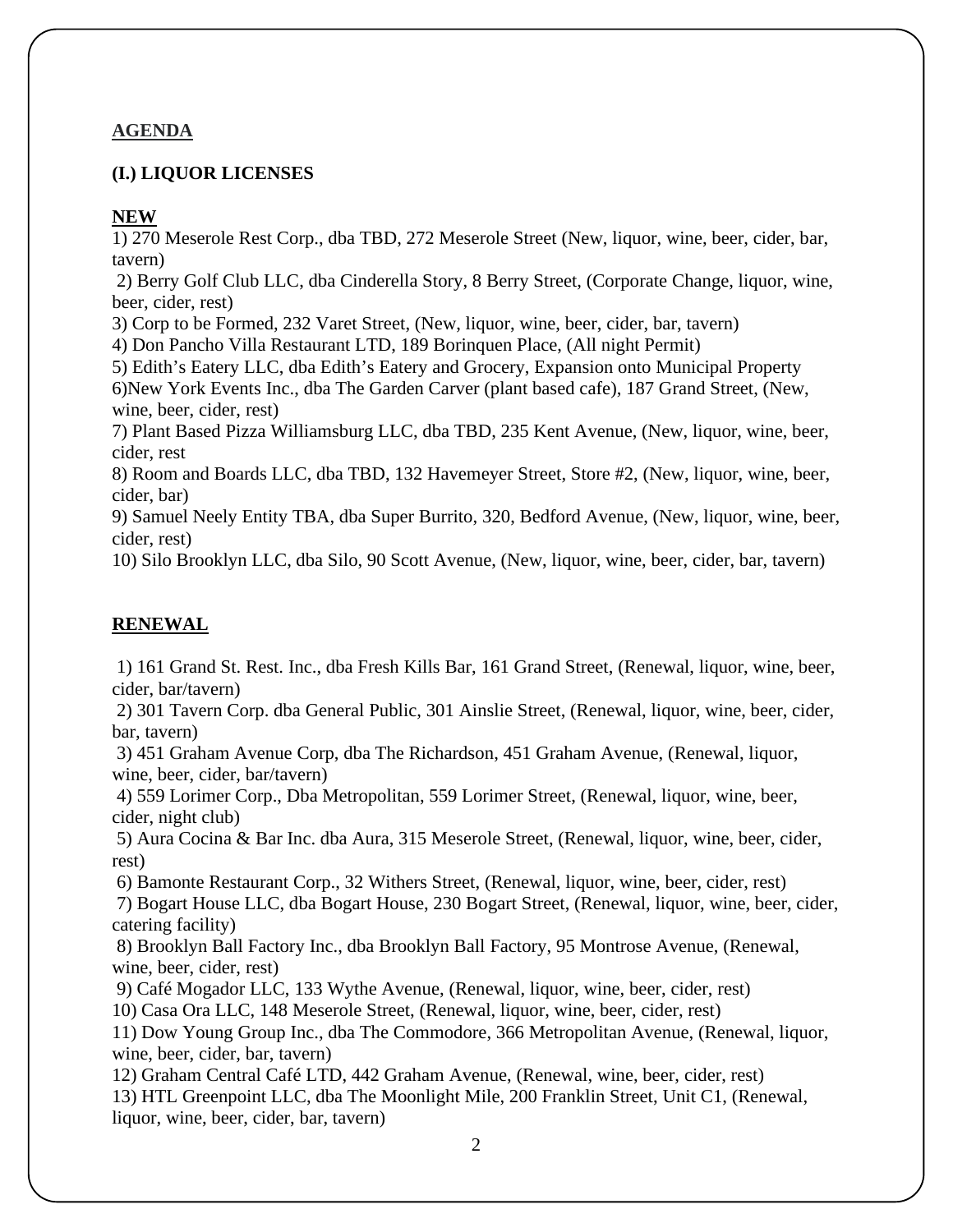## AGENDA

### (I.) LIQUOR LICENSES

**NEW**

1) 270 Meserole Rest Corp., dba TBD, 272 Meserole Street (New, liquor, wine, beer, cider, bar, tavern)
2) Berry Golf Club LLC, dba Cinderella Story, 8 Berry Street, (Corporate Change, liquor, wine, beer, cider, rest)
3) Corp to be Formed, 232 Varet Street, (New, liquor, wine, beer, cider, bar, tavern)
4) Don Pancho Villa Restaurant LTD, 189 Borinquen Place, (All night Permit)
5) Edith's Eatery LLC, dba Edith's Eatery and Grocery, Expansion onto Municipal Property
6)New York Events Inc., dba The Garden Carver (plant based cafe), 187 Grand Street, (New, wine, beer, cider, rest)
7) Plant Based Pizza Williamsburg LLC, dba TBD, 235 Kent Avenue, (New, liquor, wine, beer, cider, rest
8) Room and Boards LLC, dba TBD, 132 Havemeyer Street, Store #2, (New, liquor, wine, beer, cider, bar)
9) Samuel Neely Entity TBA, dba Super Burrito, 320, Bedford Avenue, (New, liquor, wine, beer, cider, rest)
10) Silo Brooklyn LLC, dba Silo, 90 Scott Avenue, (New, liquor, wine, beer, cider, bar, tavern)

**RENEWAL**

1) 161 Grand St. Rest. Inc., dba Fresh Kills Bar, 161 Grand Street, (Renewal, liquor, wine, beer, cider, bar/tavern)
2) 301 Tavern Corp. dba General Public, 301 Ainslie Street, (Renewal, liquor, wine, beer, cider, bar, tavern)
3) 451 Graham Avenue Corp, dba The Richardson, 451 Graham Avenue, (Renewal, liquor, wine, beer, cider, bar/tavern)
4) 559 Lorimer Corp., Dba Metropolitan, 559 Lorimer Street, (Renewal, liquor, wine, beer, cider, night club)
5) Aura Cocina & Bar Inc. dba Aura, 315 Meserole Street, (Renewal, liquor, wine, beer, cider, rest)
6) Bamonte Restaurant Corp., 32 Withers Street, (Renewal, liquor, wine, beer, cider, rest)
7) Bogart House LLC, dba Bogart House, 230 Bogart Street, (Renewal, liquor, wine, beer, cider, catering facility)
8) Brooklyn Ball Factory Inc., dba Brooklyn Ball Factory, 95 Montrose Avenue, (Renewal, wine, beer, cider, rest)
9) Café Mogador LLC, 133 Wythe Avenue, (Renewal, liquor, wine, beer, cider, rest)
10) Casa Ora LLC, 148 Meserole Street, (Renewal, liquor, wine, beer, cider, rest)
11) Dow Young Group Inc., dba The Commodore, 366 Metropolitan Avenue, (Renewal, liquor, wine, beer, cider, bar, tavern)
12) Graham Central Café LTD, 442 Graham Avenue, (Renewal, wine, beer, cider, rest)
13) HTL Greenpoint LLC, dba The Moonlight Mile, 200 Franklin Street, Unit C1, (Renewal, liquor, wine, beer, cider, bar, tavern)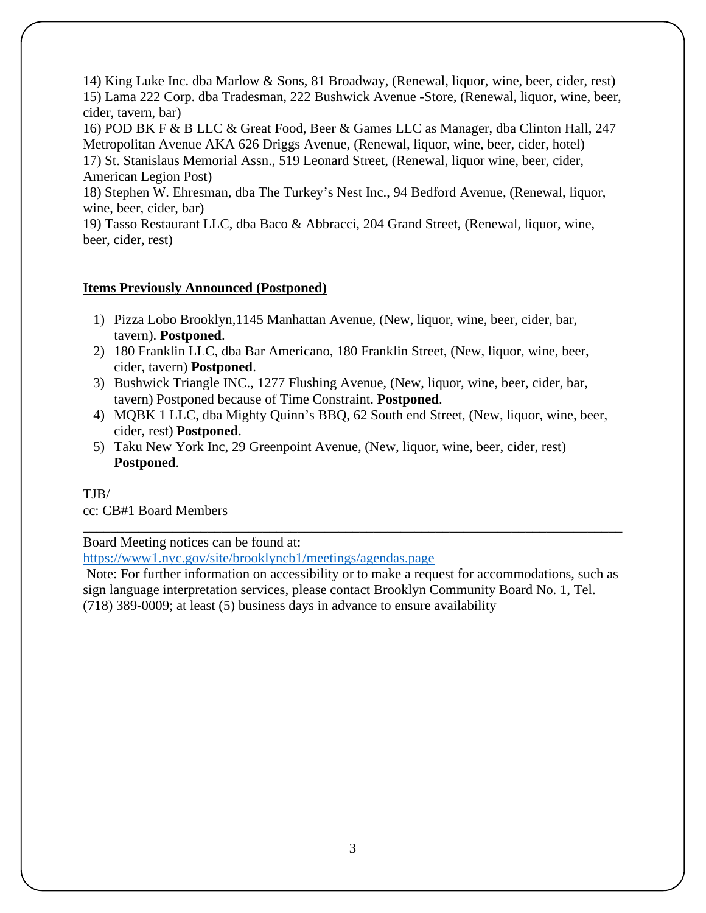14) King Luke Inc. dba Marlow & Sons, 81 Broadway, (Renewal, liquor, wine, beer, cider, rest)
15) Lama 222 Corp. dba Tradesman, 222 Bushwick Avenue -Store, (Renewal, liquor, wine, beer, cider, tavern, bar)
16) POD BK F & B LLC & Great Food, Beer & Games LLC as Manager, dba Clinton Hall, 247 Metropolitan Avenue AKA 626 Driggs Avenue, (Renewal, liquor, wine, beer, cider, hotel)
17) St. Stanislaus Memorial Assn., 519 Leonard Street, (Renewal, liquor wine, beer, cider, American Legion Post)
18) Stephen W. Ehresman, dba The Turkey's Nest Inc., 94 Bedford Avenue, (Renewal, liquor, wine, beer, cider, bar)
19) Tasso Restaurant LLC, dba Baco & Abbracci, 204 Grand Street, (Renewal, liquor, wine, beer, cider, rest)

**Items Previously Announced (Postponed)**

1) Pizza Lobo Brooklyn,1145 Manhattan Avenue, (New, liquor, wine, beer, cider, bar, tavern). **Postponed**.
2) 180 Franklin LLC, dba Bar Americano, 180 Franklin Street, (New, liquor, wine, beer, cider, tavern) **Postponed**.
3) Bushwick Triangle INC., 1277 Flushing Avenue, (New, liquor, wine, beer, cider, bar, tavern) Postponed because of Time Constraint. **Postponed**.
4) MQBK 1 LLC, dba Mighty Quinn's BBQ, 62 South end Street, (New, liquor, wine, beer, cider, rest) **Postponed**.
5) Taku New York Inc, 29 Greenpoint Avenue, (New, liquor, wine, beer, cider, rest) **Postponed**.

TJB/
cc: CB#1 Board Members

---

Board Meeting notices can be found at:
https://www1.nyc.gov/site/brooklyncb1/meetings/agendas.page
Note: For further information on accessibility or to make a request for accommodations, such as sign language interpretation services, please contact Brooklyn Community Board No. 1, Tel. (718) 389-0009; at least (5) business days in advance to ensure availability